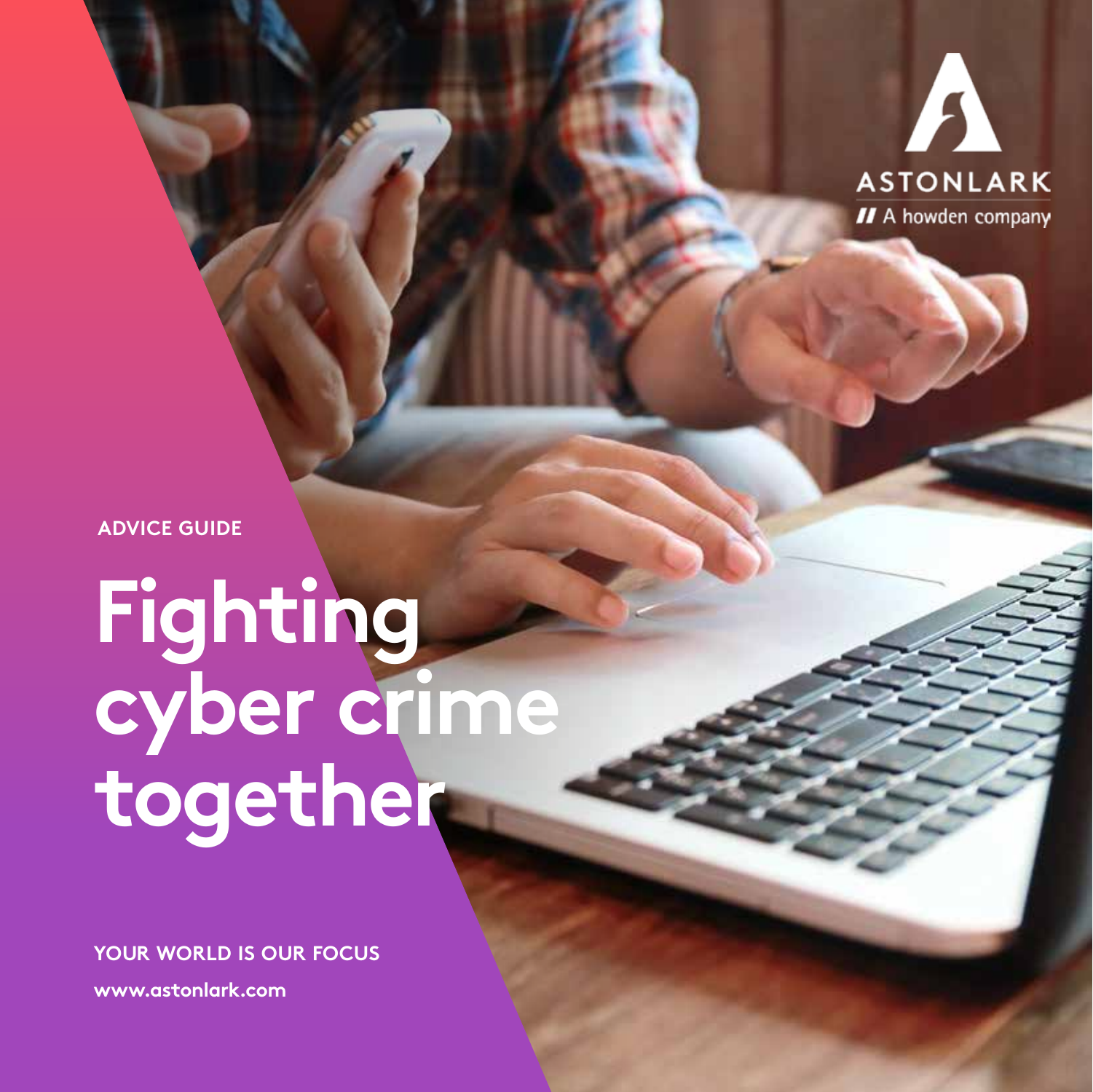ASTONLARK

A howden company

ADVICE GUIDE

# Fighting cyber crime together

YOUR WORLD IS OUR FOCUS

www.astonlark.com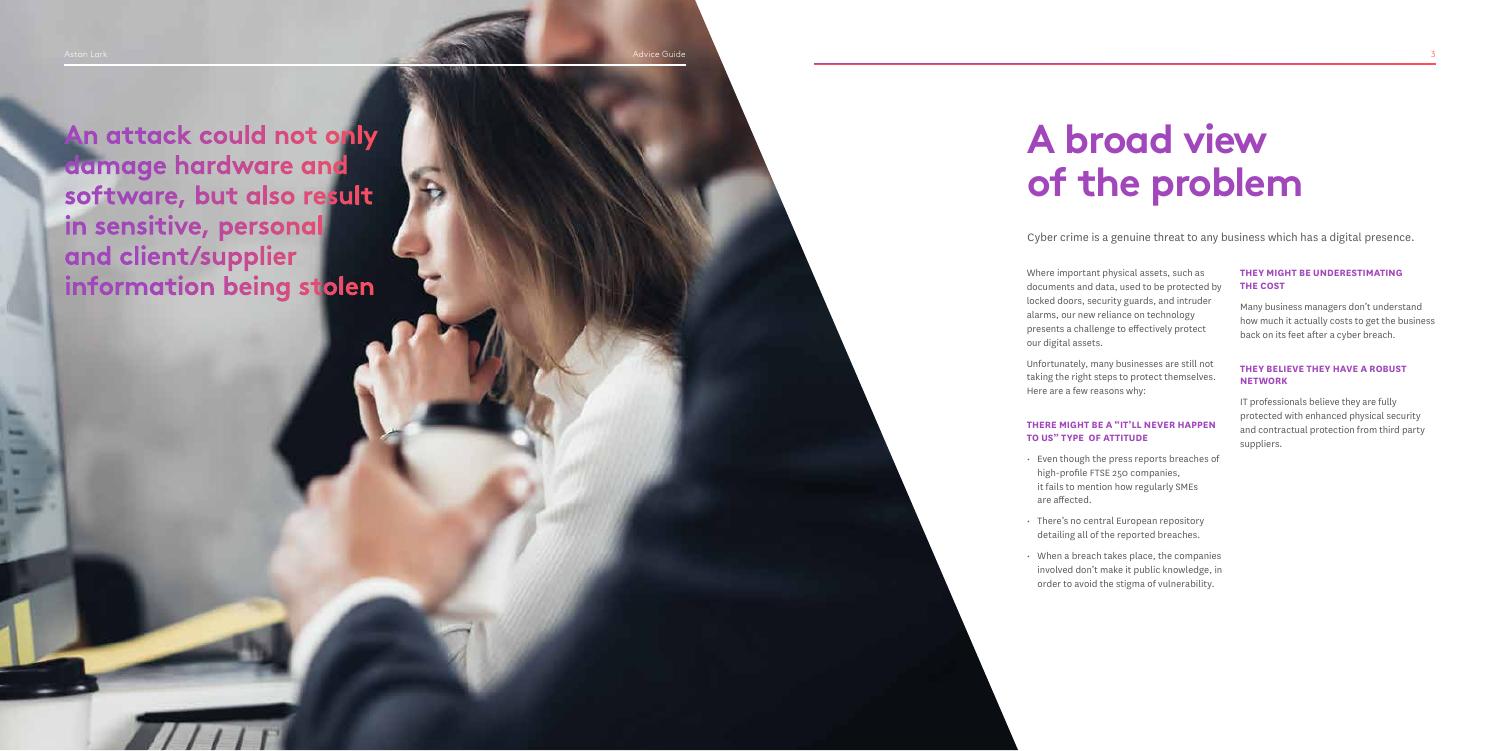**An attack could not only damage hardware and software, but also result in sensitive, personal and client/supplier information being stolen**

# A broad view of the problem

Cyber crime is a genuine threat to any business which has a digital presence.

Where important physical assets, such as documents and data, used to be protected by locked doors, security guards, and intruder alarms, our new reliance on technology presents a challenge to effectively protect our digital assets.

Unfortunately, many businesses are still not taking the right steps to protect themselves. Here are a few reasons why:

### THERE MIGHT BE A "IT'LL NEVER HAPPEN TO US" TYPE OF ATTITUDE

- Even though the press reports breaches of high-profile FTSE 250 companies, it fails to mention how regularly SMEs are affected.
- There's no central European repository detailing all of the reported breaches.
- When a breach takes place, the companies involved don't make it public knowledge, in order to avoid the stigma of vulnerability.

### THEY MIGHT BE UNDERESTIMATING THE COST

Many business managers don't understand how much it actually costs to get the business back on its feet after a cyber breach.

### THEY BELIEVE THEY HAVE A ROBUST NETWORK

IT professionals believe they are fully protected with enhanced physical security and contractual protection from third party suppliers.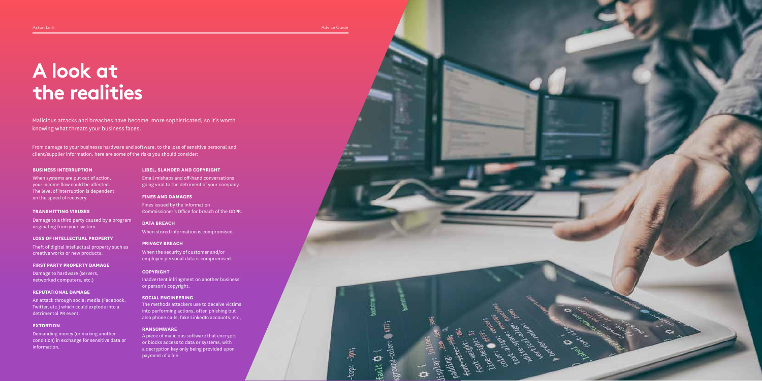# A look at the realities

Malicious attacks and breaches have become more sophisticated, so it's worth knowing what threats your business faces.

From damage to your businesss hardware and software, to the loss of sensitive personal and client/supplier information, here are some of the risks you should consider:

**BUSINESS INTERRUPTION**

When systems are put out of action, your income flow could be affected. The level of interruption is dependent on the speed of recovery.

**TRANSMITTING VIRUSES**

Damage to a third party caused by a program originating from your system.

**LOSS OF INTELLECTUAL PROPERTY**

Theft of digital intellectual property such as creative works or new products.

**FIRST PARTY PROPERTY DAMAGE**

Damage to hardware (servers, networked computers, etc.)

**REPUTATIONAL DAMAGE**

An attack through social media (Facebook, Twitter, etc.) which could explode into a detrimental PR event.

**EXTORTION**

Demanding money (or making another condition) in exchange for sensitive data or information.

**LIBEL, SLANDER AND COPYRIGHT**

Email mishaps and off-hand conversations going viral to the detriment of your company.

**FINES AND DAMAGES**

Fines issued by the Information Commissioner's Office for breach of the GDPR.

**DATA BREACH**

When stored information is compromised.

**PRIVACY BREACH**

When the security of customer and/or employee personal data is compromised.

**COPYRIGHT**

Inadvertent infringment on another business' or person's copyright.

**SOCIAL ENGINEERING**

The methods attackers use to deceive victims into performing actions, often phishing but also phone calls, fake LinkedIn accounts, etc,

**RANSOMWARE**

A piece of malicious software that encrypts or blocks access to data or systems, with a decryption key only being provided upon payment of a fee.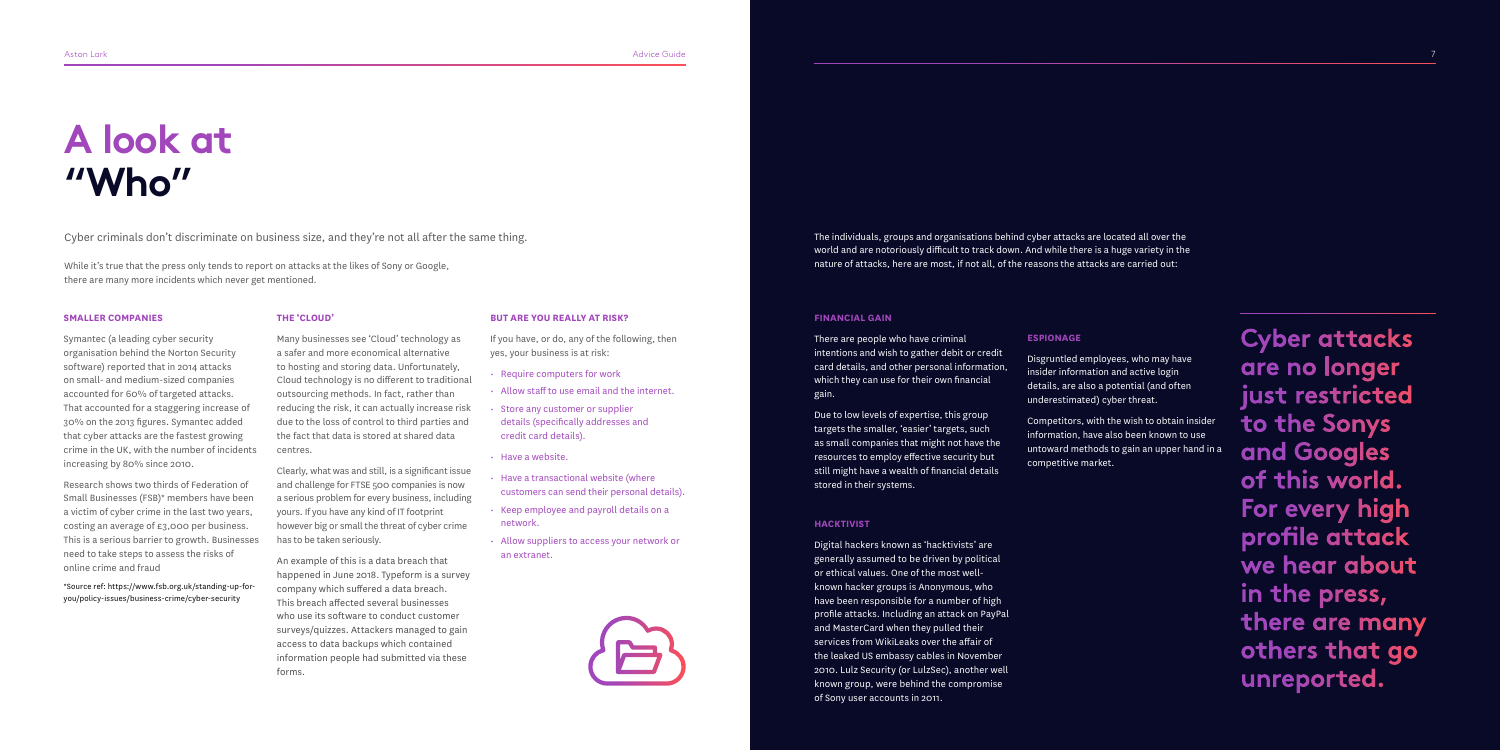# A look at "Who"

Cyber criminals don't discriminate on business size, and they're not all after the same thing.

While it's true that the press only tends to report on attacks at the likes of Sony or Google, there are many more incidents which never get mentioned.

### SMALLER COMPANIES

Symantec (a leading cyber security organisation behind the Norton Security software) reported that in 2014 attacks on small- and medium-sized companies accounted for 60% of targeted attacks. That accounted for a staggering increase of 30% on the 2013 figures. Symantec added that cyber attacks are the fastest growing crime in the UK, with the number of incidents increasing by 80% since 2010.

Research shows two thirds of Federation of Small Businesses (FSB)* members have been a victim of cyber crime in the last two years, costing an average of £3,000 per business. This is a serious barrier to growth. Businesses need to take steps to assess the risks of online crime and fraud

*Source ref: https://www.fsb.org.uk/standing-up-for-you/policy-issues/business-crime/cyber-security

### THE 'CLOUD'

Many businesses see 'Cloud' technology as a safer and more economical alternative to hosting and storing data. Unfortunately, Cloud technology is no different to traditional outsourcing methods. In fact, rather than reducing the risk, it can actually increase risk due to the loss of control to third parties and the fact that data is stored at shared data centres.

Clearly, what was and still, is a significant issue and challenge for FTSE 500 companies is now a serious problem for every business, including yours. If you have any kind of IT footprint however big or small the threat of cyber crime has to be taken seriously.

An example of this is a data breach that happened in June 2018. Typeform is a survey company which suffered a data breach. This breach affected several businesses who use its software to conduct customer surveys/quizzes. Attackers managed to gain access to data backups which contained information people had submitted via these forms.

### BUT ARE YOU REALLY AT RISK?

If you have, or do, any of the following, then yes, your business is at risk:

- Require computers for work
- Allow staff to use email and the internet.
- Store any customer or supplier details (specifically addresses and credit card details).
- Have a website.
- Have a transactional website (where customers can send their personal details).
- Keep employee and payroll details on a network.
- Allow suppliers to access your network or an extranet.

The individuals, groups and organisations behind cyber attacks are located all over the world and are notoriously difficult to track down. And while there is a huge variety in the nature of attacks, here are most, if not all, of the reasons the attacks are carried out:

### FINANCIAL GAIN

There are people who have criminal intentions and wish to gather debit or credit card details, and other personal information, which they can use for their own financial gain.

Due to low levels of expertise, this group targets the smaller, 'easier' targets, such as small companies that might not have the resources to employ effective security but still might have a wealth of financial details stored in their systems.

### HACKTIVIST

Digital hackers known as 'hacktivists' are generally assumed to be driven by political or ethical values. One of the most well-known hacker groups is Anonymous, who have been responsible for a number of high profile attacks. Including an attack on PayPal and MasterCard when they pulled their services from WikiLeaks over the affair of the leaked US embassy cables in November 2010. Lulz Security (or LulzSec), another well known group, were behind the compromise of Sony user accounts in 2011.

### ESPIONAGE

Disgruntled employees, who may have insider information and active login details, are also a potential (and often underestimated) cyber threat.

Competitors, with the wish to obtain insider information, have also been known to use untoward methods to gain an upper hand in a competitive market.

**Cyber attacks are no longer just restricted to the Sonys and Googles of this world. For every high profile attack we hear about in the press, there are many others that go unreported.**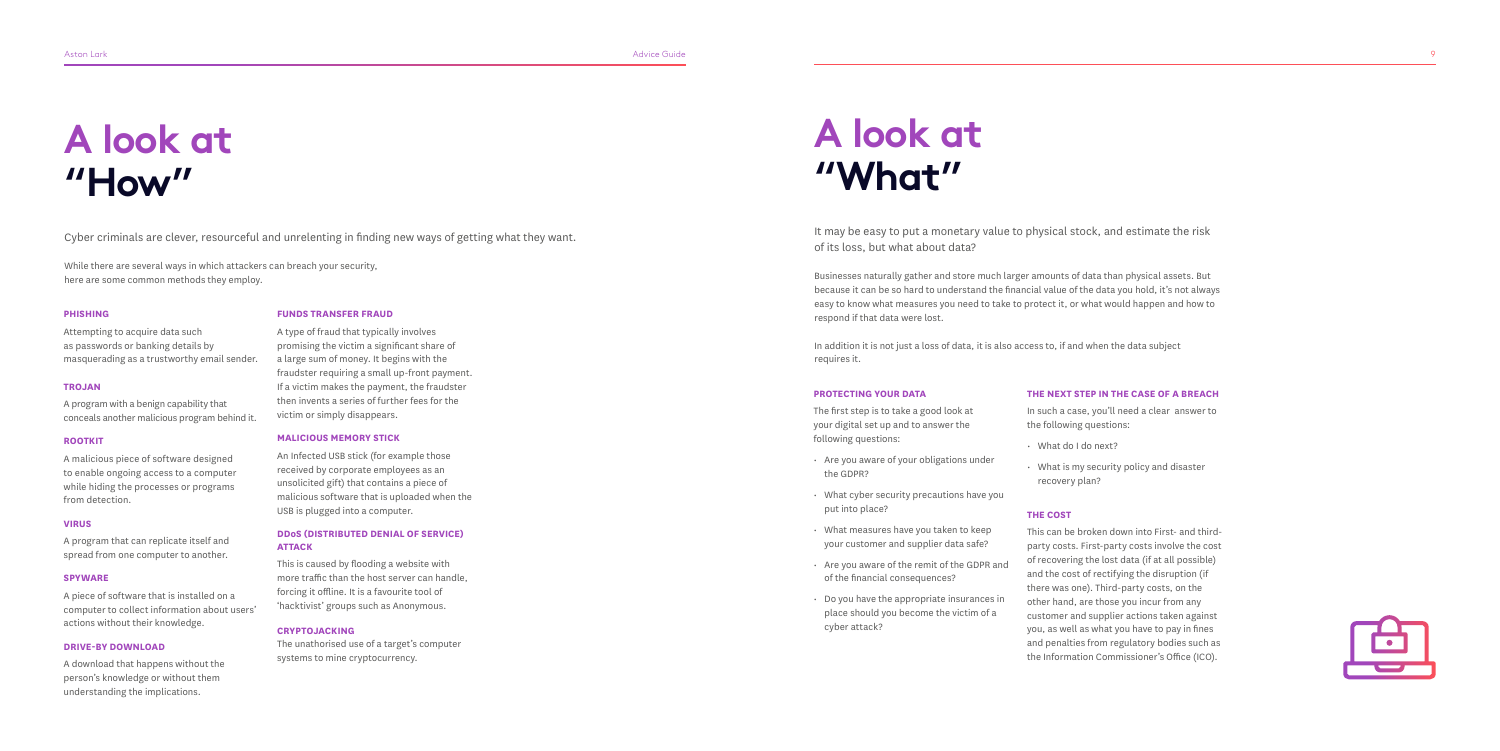# A look at "How"

Cyber criminals are clever, resourceful and unrelenting in finding new ways of getting what they want.

While there are several ways in which attackers can breach your security, here are some common methods they employ.

### PHISHING

Attempting to acquire data such as passwords or banking details by masquerading as a trustworthy email sender.

### TROJAN

A program with a benign capability that conceals another malicious program behind it.

### ROOTKIT

A malicious piece of software designed to enable ongoing access to a computer while hiding the processes or programs from detection.

### VIRUS

A program that can replicate itself and spread from one computer to another.

### SPYWARE

A piece of software that is installed on a computer to collect information about users' actions without their knowledge.

### DRIVE-BY DOWNLOAD

A download that happens without the person's knowledge or without them understanding the implications.

### FUNDS TRANSFER FRAUD

A type of fraud that typically involves promising the victim a significant share of a large sum of money. It begins with the fraudster requiring a small up-front payment. If a victim makes the payment, the fraudster then invents a series of further fees for the victim or simply disappears.

### MALICIOUS MEMORY STICK

An Infected USB stick (for example those received by corporate employees as an unsolicited gift) that contains a piece of malicious software that is uploaded when the USB is plugged into a computer.

### DDoS (DISTRIBUTED DENIAL OF SERVICE) ATTACK

This is caused by flooding a website with more traffic than the host server can handle, forcing it offline. It is a favourite tool of 'hacktivist' groups such as Anonymous.

### CRYPTOJACKING

The unathorised use of a target's computer systems to mine cryptocurrency.

# A look at "What"

It may be easy to put a monetary value to physical stock, and estimate the risk of its loss, but what about data?

Businesses naturally gather and store much larger amounts of data than physical assets. But because it can be so hard to understand the financial value of the data you hold, it's not always easy to know what measures you need to take to protect it, or what would happen and how to respond if that data were lost.

In addition it is not just a loss of data, it is also access to, if and when the data subject requires it.

### PROTECTING YOUR DATA

The first step is to take a good look at your digital set up and to answer the following questions:

- Are you aware of your obligations under the GDPR?
- What cyber security precautions have you put into place?
- What measures have you taken to keep your customer and supplier data safe?
- Are you aware of the remit of the GDPR and of the financial consequences?
- Do you have the appropriate insurances in place should you become the victim of a cyber attack?

### THE NEXT STEP IN THE CASE OF A BREACH

In such a case, you'll need a clear answer to the following questions:

- What do I do next?
- What is my security policy and disaster recovery plan?

### THE COST

This can be broken down into First- and third-party costs. First-party costs involve the cost of recovering the lost data (if at all possible) and the cost of rectifying the disruption (if there was one). Third-party costs, on the other hand, are those you incur from any customer and supplier actions taken against you, as well as what you have to pay in fines and penalties from regulatory bodies such as the Information Commissioner's Office (ICO).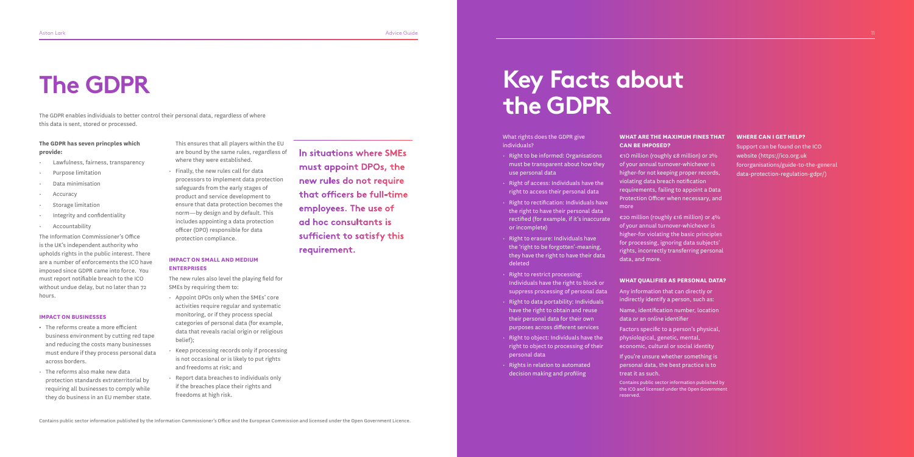# The GDPR

The GDPR enables individuals to better control their personal data, regardless of where this data is sent, stored or processed.

**The GDPR has seven princples which provide:**

- Lawfulness, fairness, transparency
- Purpose limitation
- Data minimisation
- Accuracy
- Storage limitation
- Integrity and confidentiality
- Accountability

The Information Commissioner's Office is the UK's independent authority who upholds rights in the public interest. There are a number of enforcements the ICO have imposed since GDPR came into force. You must report notifiable breach to the ICO without undue delay, but no later than 72 hours.

### IMPACT ON BUSINESSES

- The reforms create a more efficient business environment by cutting red tape and reducing the costs many businesses must endure if they process personal data across borders.
- The reforms also make new data protection standards extraterritorial by requiring all businesses to comply while they do business in an EU member state. This ensures that all players within the EU are bound by the same rules, regardless of where they were established.
- Finally, the new rules call for data processors to implement data protection safeguards from the early stages of product and service development to ensure that data protection becomes the norm—by design and by default. This includes appointing a data protection officer (DPO) responsible for data protection compliance.

### IMPACT ON SMALL AND MEDIUM ENTERPRISES

The new rules also level the playing field for SMEs by requiring them to:

- Appoint DPOs only when the SMEs' core activities require regular and systematic monitoring, or if they process special categories of personal data (for example, data that reveals racial origin or religious belief);
- Keep processing records only if processing is not occasional or is likely to put rights and freedoms at risk; and
- Report data breaches to individuals only if the breaches place their rights and freedoms at high risk.

In situations where SMEs must appoint DPOs, the new rules do not require that officers be full-time employees. The use of ad hoc consultants is sufficient to satisfy this requirement.

Contains public sector information published by the Information Commissioner's Office and the European Commission and licensed under the Open Government Licence.

# Key Facts about the GDPR

What rights does the GDPR give individuals?

- Right to be informed: Organisations must be transparent about how they use personal data
- Right of access: Individuals have the right to access their personal data
- Right to rectification: Individuals have the right to have their personal data rectified (for example, if it's inaccurate or incomplete)
- Right to erasure: Individuals have the 'right to be forgotten'-meaning, they have the right to have their data deleted
- Right to restrict processing: Individuals have the right to block or suppress processing of personal data
- Right to data portability: Individuals have the right to obtain and reuse their personal data for their own purposes across different services
- Right to object: Individuals have the right to object to processing of their personal data
- Rights in relation to automated decision making and profiling

### WHAT ARE THE MAXIMUM FINES THAT CAN BE IMPOSED?

€10 million (roughly £8 million) or 2% of your annual turnover-whichever is higher-for not keeping proper records, violating data breach notification requirements, failing to appoint a Data Protection Officer when necessary, and more

€20 million (roughly £16 million) or 4% of your annual turnover-whichever is higher-for violating the basic principles for processing, ignoring data subjects' rights, incorrectly transferring personal data, and more.

### WHAT QUALIFIES AS PERSONAL DATA?

Any information that can directly or indirectly identify a person, such as:

Name, identification number, location data or an online identifier

Factors specific to a person's physical, physiological, genetic, mental, economic, cultural or social identity

If you're unsure whether something is personal data, the best practice is to treat it as such.

Contains public sector information published by the ICO and licensed under the Open Government reserved.

### WHERE CAN I GET HELP?

Support can be found on the ICO website (https://ico.org.uk fororganisations/guide-to-the-general data-protection-regulation-gdpr/)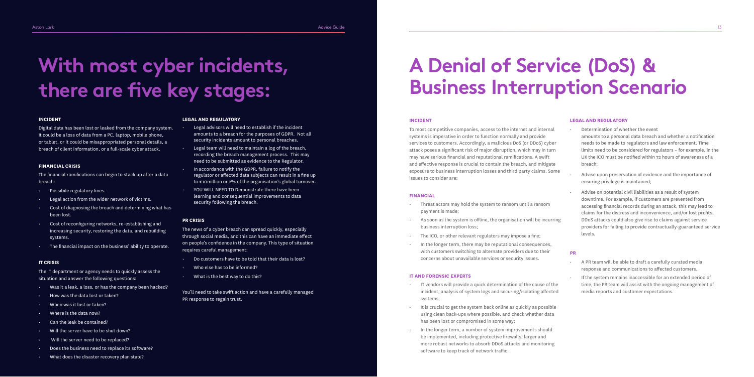# With most cyber incidents, there are five key stages:

### INCIDENT

Digital data has been lost or leaked from the company system. It could be a loss of data from a PC, laptop, mobile phone, or tablet, or it could be misappropriated personal details, a breach of client information, or a full-scale cyber attack.

### FINANCIAL CRISIS

The financial ramifications can begin to stack up after a data breach:

- Possibile regulatory fines.
- Legal action from the wider network of victims.
- Cost of diagnosing the breach and determining what has been lost.
- Cost of reconfiguring networks, re-establishing and increasing security, restoring the data, and rebuilding systems.
- The financial impact on the business' ability to operate.

### IT CRISIS

The IT department or agency needs to quickly assess the situation and answer the following questions:

- Was it a leak, a loss, or has the company been hacked?
- How was the data lost or taken?
- When was it lost or taken?
- Where is the data now?
- Can the leak be contained?
- Will the server have to be shut down?
- Will the server need to be replaced?
- Does the business need to replace its software?
- What does the disaster recovery plan state?

### LEGAL AND REGULATORY

- Legal advisors will need to establish if the incident amounts to a breach for the purposes of GDPR. Not all security incidents amount to personal breaches.
- Legal team will need to maintain a log of the breach, recording the breach management process. This may need to be submitted as evidence to the Regulator.
- In accordance with the GDPR, failure to notify the regulator or affected data subjects can result in a fine up to €10million or 2% of the organisation's global turnover.
- YOU WILL NEED TO Demonstrate there have been learning and consequential improvements to data security following the breach.

### PR CRISIS

The news of a cyber breach can spread quickly, especially through social media, and this can have an immediate effect on people's confidence in the company. This type of situation requires careful management:

- Do customers have to be told that their data is lost?
- Who else has to be informed?
- What is the best way to do this?

You'll need to take swift action and have a carefully managed PR response to regain trust.

# A Denial of Service (DoS) & Business Interruption Scenario

### INCIDENT

To most competitive companies, access to the internet and internal systems is imperative in order to function normally and provide services to customers. Accordingly, a malicious DoS (or DDoS) cyber attack poses a significant risk of major disruption, which may in turn may have serious financial and reputational ramifications. A swift and effective response is crucial to contain the breach, and mitigate exposure to business interruption losses and third party claims. Some issues to consider are:

### FINANCIAL

- Threat actors may hold the system to ransom until a ransom payment is made;
- As soon as the system is offline, the organisation will be incurring business interruption loss;
- The ICO, or other relevant regulators may impose a fine;
- In the longer term, there may be reputational consequences, with customers switching to alternate providers due to their concerns about unavailable services or security issues.

### IT AND FORENSIC EXPERTS

- IT vendors will provide a quick determination of the cause of the incident, analysis of system logs and securing/isolating affected systems;
- It is crucial to get the system back online as quickly as possible using clean back-ups where possible, and check whether data has been lost or compromised in some way;
- In the longer term, a number of system improvements should be implemented, including protective firewalls, larger and more robust networks to absorb DDoS attacks and monitoring software to keep track of network traffic.

### LEGAL AND REGULATORY

- Determination of whether the event amounts to a personal data breach and whether a notification needs to be made to regulators and law enforcement. Time limits need to be considered for regulators – for example, in the UK the ICO must be notified within 72 hours of awareness of a breach;
- Advise upon preservation of evidence and the importance of ensuring privilege is maintained;
- Advise on potential civil liabilities as a result of system downtime. For example, if customers are prevented from accessing financial records during an attack, this may lead to claims for the distress and inconvenience, and/or lost profits. DDoS attacks could also give rise to claims against service providers for failing to provide contractually-guaranteed service levels.

### PR

- A PR team will be able to draft a carefully curated media response and communications to affected customers.
- If the system remains inaccessible for an extended period of time, the PR team will assist with the ongoing management of media reports and customer expectations.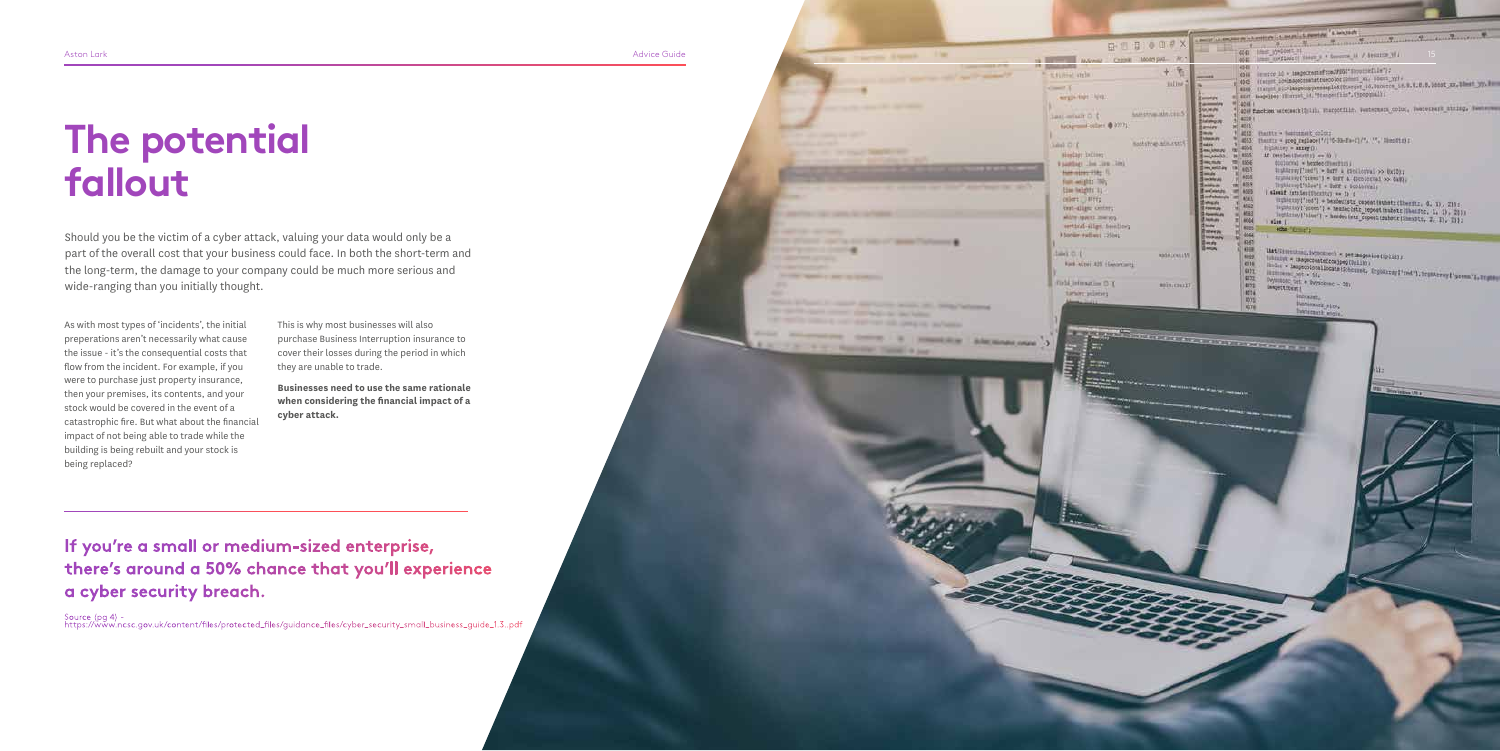# The potential fallout

Should you be the victim of a cyber attack, valuing your data would only be a part of the overall cost that your business could face. In both the short-term and the long-term, the damage to your company could be much more serious and wide-ranging than you initially thought.

As with most types of 'incidents', the initial preperations aren't necessarily what cause the issue - it's the consequential costs that flow from the incident. For example, if you were to purchase just property insurance, then your premises, its contents, and your stock would be covered in the event of a catastrophic fire. But what about the financial impact of not being able to trade while the building is being rebuilt and your stock is being replaced?

This is why most businesses will also purchase Business Interruption insurance to cover their losses during the period in which they are unable to trade.

**Businesses need to use the same rationale when considering the financial impact of a cyber attack.**

**If you're a small or medium-sized enterprise, there's around a 50% chance that you'll experience a cyber security breach.**

Source (pg 4) - https://www.ncsc.gov.uk/content/files/protected_files/guidance_files/cyber_security_small_business_guide_1.3..pdf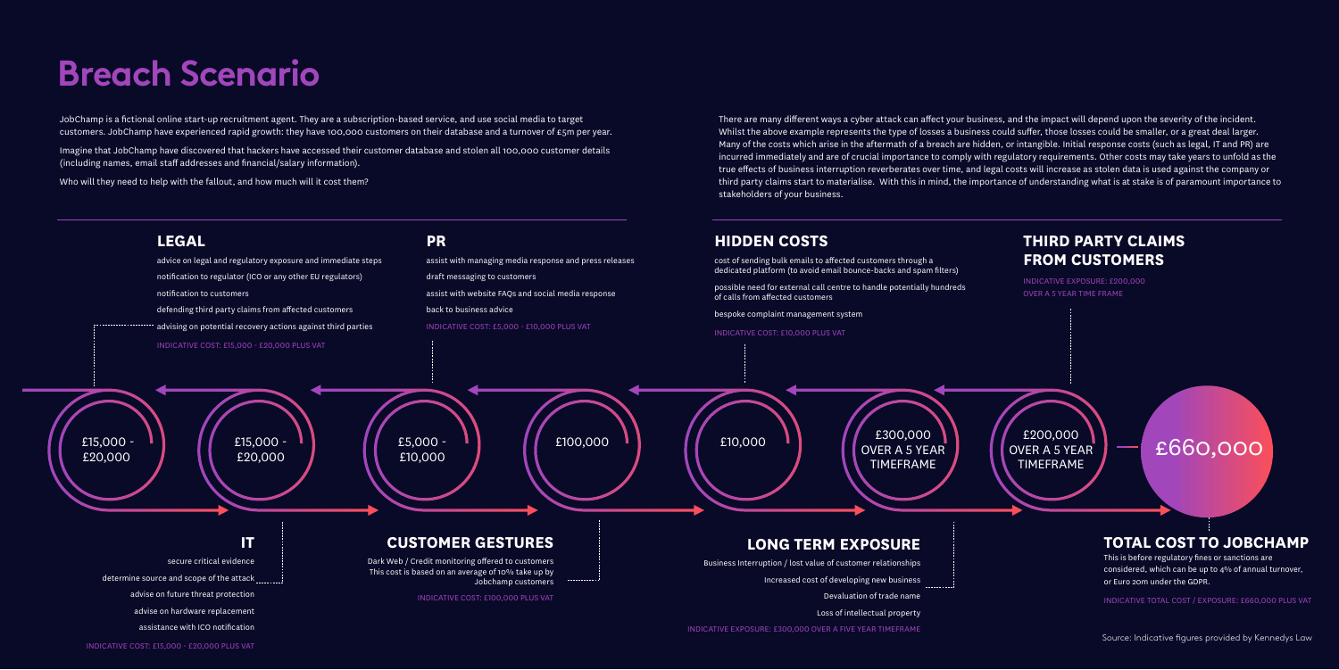# Breach Scenario

JobChamp is a fictional online start-up recruitment agent. They are a subscription-based service, and use social media to target customers. JobChamp have experienced rapid growth: they have 100,000 customers on their database and a turnover of £5m per year.

Imagine that JobChamp have discovered that hackers have accessed their customer database and stolen all 100,000 customer details (including names, email staff addresses and financial/salary information).

Who will they need to help with the fallout, and how much will it cost them?

There are many different ways a cyber attack can affect your business, and the impact will depend upon the severity of the incident. Whilst the above example represents the type of losses a business could suffer, those losses could be smaller, or a great deal larger. Many of the costs which arise in the aftermath of a breach are hidden, or intangible. Initial response costs (such as legal, IT and PR) are incurred immediately and are of crucial importance to comply with regulatory requirements. Other costs may take years to unfold as the true effects of business interruption reverberates over time, and legal costs will increase as stolen data is used against the company or third party claims start to materialise. With this in mind, the importance of understanding what is at stake is of paramount importance to stakeholders of your business.

## LEGAL

- advice on legal and regulatory exposure and immediate steps
- notification to regulator (ICO or any other EU regulators)
- notification to customers
- defending third party claims from affected customers
- advising on potential recovery actions against third parties

INDICATIVE COST: £15,000 - £20,000 PLUS VAT

£15,000 - £20,000

## IT

- secure critical evidence
- determine source and scope of the attack
- advise on future threat protection
- advise on hardware replacement
- assistance with ICO notification

INDICATIVE COST: £15,000 - £20,000 PLUS VAT

£15,000 - £20,000

## PR

- assist with managing media response and press releases
- draft messaging to customers
- assist with website FAQs and social media response
- back to business advice

INDICATIVE COST: £5,000 - £10,000 PLUS VAT

£5,000 - £10,000

## CUSTOMER GESTURES

Dark Web / Credit monitoring offered to customers
This cost is based on an average of 10% take up by Jobchamp customers

INDICATIVE COST: £100,000 PLUS VAT

£100,000

## HIDDEN COSTS

- cost of sending bulk emails to affected customers through a dedicated platform (to avoid email bounce-backs and spam filters)
- possible need for external call centre to handle potentially hundreds of calls from affected customers
- bespoke complaint management system

INDICATIVE COST: £10,000 PLUS VAT

£10,000

## LONG TERM EXPOSURE

- Business Interruption / lost value of customer relationships
- Increased cost of developing new business
- Devaluation of trade name
- Loss of intellectual property

INDICATIVE EXPOSURE: £300,000 OVER A FIVE YEAR TIMEFRAME

£300,000 OVER A 5 YEAR TIMEFRAME

## THIRD PARTY CLAIMS FROM CUSTOMERS

INDICATIVE EXPOSURE: £200,000 OVER A 5 YEAR TIME FRAME

£200,000 OVER A 5 YEAR TIMEFRAME

## TOTAL COST TO JOBCHAMP

£660,000

This is before regulatory fines or sanctions are considered, which can be up to 4% of annual turnover, or Euro 20m under the GDPR.

INDICATIVE TOTAL COST / EXPOSURE: £660,000 PLUS VAT

Source: Indicative figures provided by Kennedys Law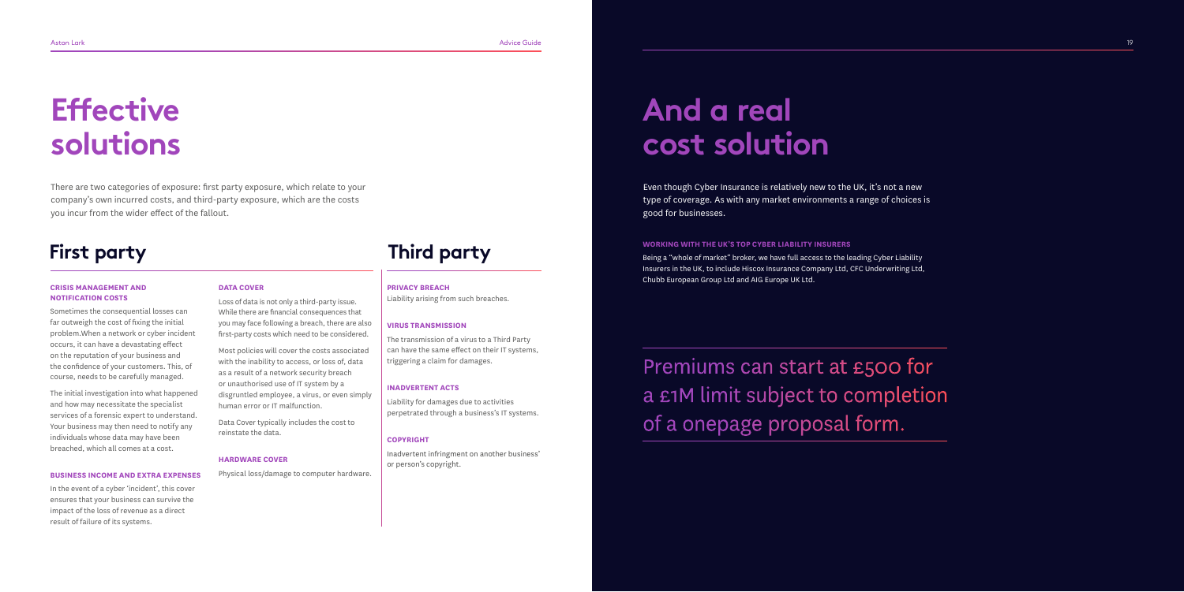# Effective solutions

There are two categories of exposure: first party exposure, which relate to your company's own incurred costs, and third-party exposure, which are the costs you incur from the wider effect of the fallout.

## First party

**CRISIS MANAGEMENT AND NOTIFICATION COSTS**

Sometimes the consequential losses can far outweigh the cost of fixing the initial problem.When a network or cyber incident occurs, it can have a devastating effect on the reputation of your business and the confidence of your customers. This, of course, needs to be carefully managed.

The initial investigation into what happened and how may necessitate the specialist services of a forensic expert to understand. Your business may then need to notify any individuals whose data may have been breached, which all comes at a cost.

**BUSINESS INCOME AND EXTRA EXPENSES**

In the event of a cyber 'incident', this cover ensures that your business can survive the impact of the loss of revenue as a direct result of failure of its systems.

**DATA COVER**

Loss of data is not only a third-party issue. While there are financial consequences that you may face following a breach, there are also first-party costs which need to be considered.

Most policies will cover the costs associated with the inability to access, or loss of, data as a result of a network security breach or unauthorised use of IT system by a disgruntled employee, a virus, or even simply human error or IT malfunction.

Data Cover typically includes the cost to reinstate the data.

**HARDWARE COVER**

Physical loss/damage to computer hardware.

## Third party

**PRIVACY BREACH**

Liability arising from such breaches.

**VIRUS TRANSMISSION**

The transmission of a virus to a Third Party can have the same effect on their IT systems, triggering a claim for damages.

**INADVERTENT ACTS**

Liability for damages due to activities perpetrated through a business's IT systems.

**COPYRIGHT**

Inadvertent infringment on another business' or person's copyright.

# And a real cost solution

Even though Cyber Insurance is relatively new to the UK, it's not a new type of coverage. As with any market environments a range of choices is good for businesses.

**WORKING WITH THE UK'S TOP CYBER LIABILITY INSURERS**

Being a "whole of market" broker, we have full access to the leading Cyber Liability Insurers in the UK, to include Hiscox Insurance Company Ltd, CFC Underwriting Ltd, Chubb European Group Ltd and AIG Europe UK Ltd.

Premiums can start at £500 for a £1M limit subject to completion of a onepage proposal form.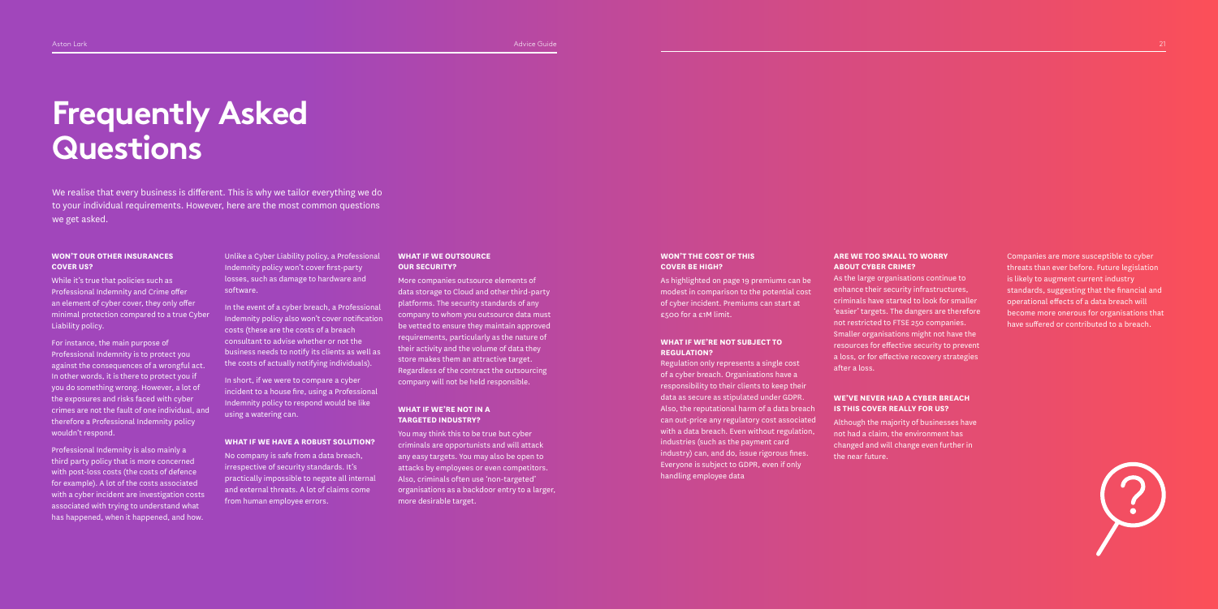# Frequently Asked Questions

We realise that every business is different. This is why we tailor everything we do to your individual requirements. However, here are the most common questions we get asked.

### WON'T OUR OTHER INSURANCES COVER US?

While it's true that policies such as Professional Indemnity and Crime offer an element of cyber cover, they only offer minimal protection compared to a true Cyber Liability policy.

For instance, the main purpose of Professional Indemnity is to protect you against the consequences of a wrongful act. In other words, it is there to protect you if you do something wrong. However, a lot of the exposures and risks faced with cyber crimes are not the fault of one individual, and therefore a Professional Indemnity policy wouldn't respond.

Professional Indemnity is also mainly a third party policy that is more concerned with post-loss costs (the costs of defence for example). A lot of the costs associated with a cyber incident are investigation costs associated with trying to understand what has happened, when it happened, and how.

Unlike a Cyber Liability policy, a Professional Indemnity policy won't cover first-party losses, such as damage to hardware and software.

In the event of a cyber breach, a Professional Indemnity policy also won't cover notification costs (these are the costs of a breach consultant to advise whether or not the business needs to notify its clients as well as the costs of actually notifying individuals).

In short, if we were to compare a cyber incident to a house fire, using a Professional Indemnity policy to respond would be like using a watering can.

### WHAT IF WE HAVE A ROBUST SOLUTION?

No company is safe from a data breach, irrespective of security standards. It's practically impossible to negate all internal and external threats. A lot of claims come from human employee errors.

### WHAT IF WE OUTSOURCE OUR SECURITY?

More companies outsource elements of data storage to Cloud and other third-party platforms. The security standards of any company to whom you outsource data must be vetted to ensure they maintain approved requirements, particularly as the nature of their activity and the volume of data they store makes them an attractive target. Regardless of the contract the outsourcing company will not be held responsible.

### WHAT IF WE'RE NOT IN A TARGETED INDUSTRY?

You may think this to be true but cyber criminals are opportunists and will attack any easy targets. You may also be open to attacks by employees or even competitors. Also, criminals often use 'non-targeted' organisations as a backdoor entry to a larger, more desirable target.

### WON'T THE COST OF THIS COVER BE HIGH?

As highlighted on page 19 premiums can be modest in comparison to the potential cost of cyber incident. Premiums can start at £500 for a £1M limit.

### WHAT IF WE'RE NOT SUBJECT TO REGULATION?

Regulation only represents a single cost of a cyber breach. Organisations have a responsibility to their clients to keep their data as secure as stipulated under GDPR. Also, the reputational harm of a data breach can out-price any regulatory cost associated with a data breach. Even without regulation, industries (such as the payment card industry) can, and do, issue rigorous fines. Everyone is subject to GDPR, even if only handling employee data

### ARE WE TOO SMALL TO WORRY ABOUT CYBER CRIME?

As the large organisations continue to enhance their security infrastructures, criminals have started to look for smaller 'easier' targets. The dangers are therefore not restricted to FTSE 250 companies. Smaller organisations might not have the resources for effective security to prevent a loss, or for effective recovery strategies after a loss.

### WE'VE NEVER HAD A CYBER BREACH IS THIS COVER REALLY FOR US?

Although the majority of businesses have not had a claim, the environment has changed and will change even further in the near future.

Companies are more susceptible to cyber threats than ever before. Future legislation is likely to augment current industry standards, suggesting that the financial and operational effects of a data breach will become more onerous for organisations that have suffered or contributed to a breach.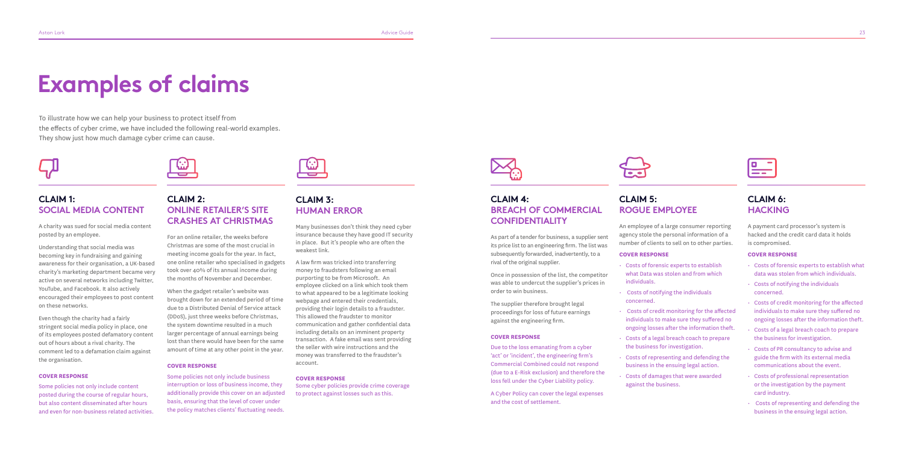# Examples of claims

To illustrate how we can help your business to protect itself from the effects of cyber crime, we have included the following real-world examples. They show just how much damage cyber crime can cause.

## CLAIM 1: SOCIAL MEDIA CONTENT

A charity was sued for social media content posted by an employee.

Understanding that social media was becoming key in fundraising and gaining awareness for their organisation, a UK-based charity's marketing department became very active on several networks including Twitter, YouTube, and Facebook. It also actively encouraged their employees to post content on these networks.

Even though the charity had a fairly stringent social media policy in place, one of its employees posted defamatory content out of hours about a rival charity. The comment led to a defamation claim against the organisation.

**COVER RESPONSE**

Some policies not only include content posted during the course of regular hours, but also content disseminated after hours and even for non-business related activities.

## CLAIM 2: ONLINE RETAILER'S SITE CRASHES AT CHRISTMAS

For an online retailer, the weeks before Christmas are some of the most crucial in meeting income goals for the year. In fact, one online retailer who specialised in gadgets took over 40% of its annual income during the months of November and December.

When the gadget retailer's website was brought down for an extended period of time due to a Distributed Denial of Service attack (DDoS), just three weeks before Christmas, the system downtime resulted in a much larger percentage of annual earnings being lost than there would have been for the same amount of time at any other point in the year.

**COVER RESPONSE**

Some policies not only include business interruption or loss of business income, they additionally provide this cover on an adjusted basis, ensuring that the level of cover under the policy matches clients' fluctuating needs.

## CLAIM 3: HUMAN ERROR

Many businesses don't think they need cyber insurance because they have good IT security in place. But it's people who are often the weakest link.

A law firm was tricked into transferring money to fraudsters following an email purporting to be from Microsoft. An employee clicked on a link which took them to what appeared to be a legitimate looking webpage and entered their credentials, providing their login details to a fraudster. This allowed the fraudster to monitor communication and gather confidential data including details on an imminent property transaction. A fake email was sent providing the seller with wire instructions and the money was transferred to the fraudster's account.

**COVER RESPONSE**

Some cyber policies provide crime coverage to protect against losses such as this.

## CLAIM 4: BREACH OF COMMERCIAL CONFIDENTIALITY

As part of a tender for business, a supplier sent its price list to an engineering firm. The list was subsequently forwarded, inadvertently, to a rival of the original supplier.

Once in possession of the list, the competitor was able to undercut the supplier's prices in order to win business.

The supplier therefore brought legal proceedings for loss of future earnings against the engineering firm.

**COVER RESPONSE**

Due to the loss emanating from a cyber 'act' or 'incident', the engineering firm's Commercial Combined could not respond (due to a E-Risk exclusion) and therefore the loss fell under the Cyber Liability policy.

A Cyber Policy can cover the legal expenses and the cost of settlement.

## CLAIM 5: ROGUE EMPLOYEE

An employee of a large consumer reporting agency stole the personal information of a number of clients to sell on to other parties.

**COVER RESPONSE**

- Costs of forensic experts to establish what Data was stolen and from which individuals.
- Costs of notifying the individuals concerned.
- Costs of credit monitoring for the affected individuals to make sure they suffered no ongoing losses after the information theft.
- Costs of a legal breach coach to prepare the business for investigation.
- Costs of representing and defending the business in the ensuing legal action.
- Costs of damages that were awarded against the business.

## CLAIM 6: HACKING

A payment card processor's system is hacked and the credit card data it holds is compromised.

**COVER RESPONSE**

- Costs of forensic experts to establish what data was stolen from which individuals.
- Costs of notifying the individuals concerned.
- Costs of credit monitoring for the affected individuals to make sure they suffered no ongoing losses after the information theft.
- Costs of a legal breach coach to prepare the business for investigation.
- Costs of PR consultancy to advise and guide the firm with its external media communications about the event.
- Costs of professional representation or the investigation by the payment card industry.
- Costs of representing and defending the business in the ensuing legal action.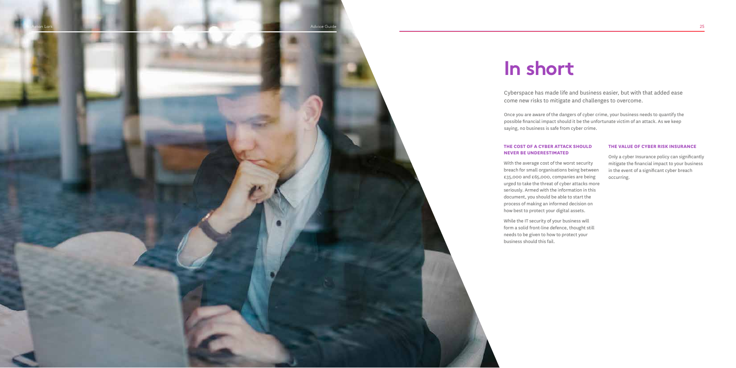# In short

Cyberspace has made life and business easier, but with that added ease come new risks to mitigate and challenges to overcome.

Once you are aware of the dangers of cyber crime, your business needs to quantify the possible financial impact should it be the unfortunate victim of an attack. As we keep saying, no business is safe from cyber crime.

### THE COST OF A CYBER ATTACK SHOULD NEVER BE UNDERESTIMATED

With the average cost of the worst security breach for small organisations being between £35,000 and £65,000, companies are being urged to take the threat of cyber attacks more seriously. Armed with the information in this document, you should be able to start the process of making an informed decision on how best to protect your digital assets.

While the IT security of your business will form a solid front-line defence, thought still needs to be given to how to protect your business should this fail.

### THE VALUE OF CYBER RISK INSURANCE

Only a cyber Insurance policy can significantly mitigate the financial impact to your business in the event of a significant cyber breach occurring.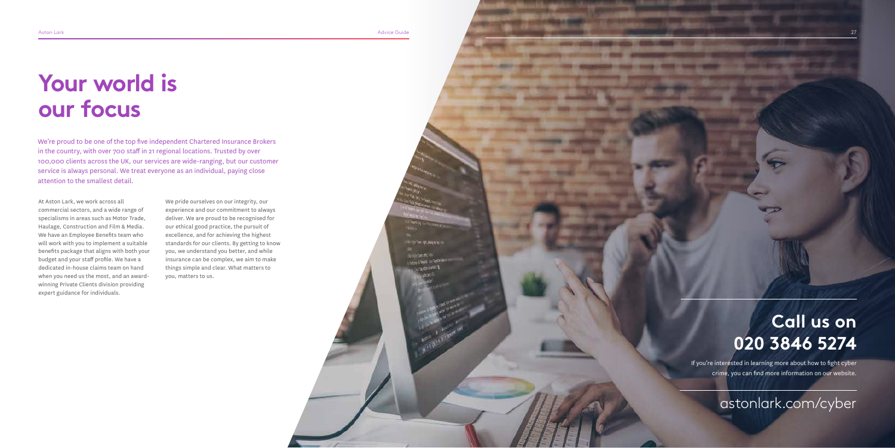# Your world is our focus

We're proud to be one of the top five independent Chartered Insurance Brokers in the country, with over 700 staff in 21 regional locations. Trusted by over 100,000 clients across the UK, our services are wide-ranging, but our customer service is always personal. We treat everyone as an individual, paying close attention to the smallest detail.

At Aston Lark, we work across all commercial sectors, and a wide range of specialisms in areas such as Motor Trade, Haulage, Construction and Film & Media. We have an Employee Benefits team who will work with you to implement a suitable benefits package that aligns with both your budget and your staff profile. We have a dedicated in-house claims team on hand when you need us the most, and an award-winning Private Clients division providing expert guidance for individuals.

We pride ourselves on our integrity, our experience and our commitment to always deliver. We are proud to be recognised for our ethical good practice, the pursuit of excellence, and for achieving the highest standards for our clients. By getting to know you, we understand you better, and while insurance can be complex, we aim to make things simple and clear. What matters to you, matters to us.

## Call us on 020 3846 5274

If you're interested in learning more about how to fight cyber crime, you can find more information on our website.

astonlark.com/cyber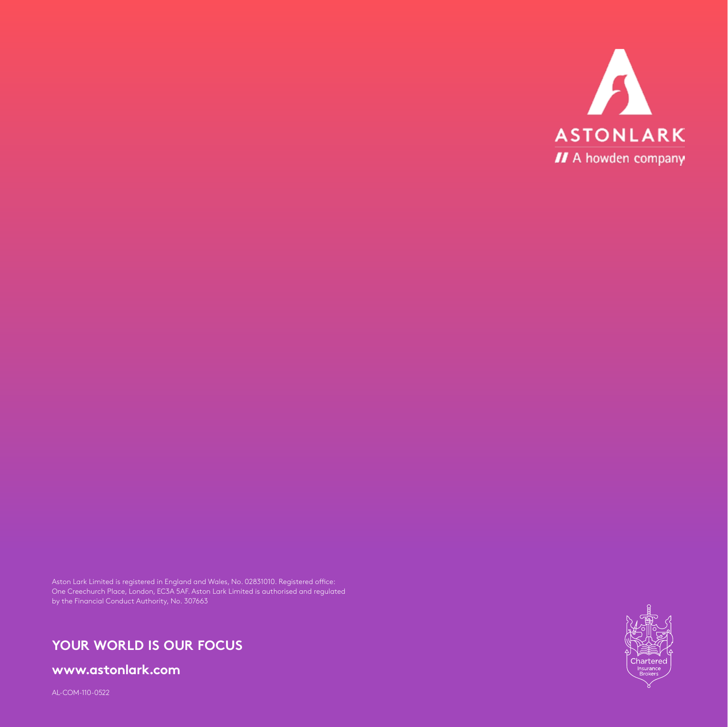ASTONLARK

A howden company

Aston Lark Limited is registered in England and Wales, No. 02831010. Registered office: One Creechurch Place, London, EC3A 5AF. Aston Lark Limited is authorised and regulated by the Financial Conduct Authority, No. 307663

**YOUR WORLD IS OUR FOCUS**

**www.astonlark.com**

AL-COM-110-0522

Chartered Insurance Brokers